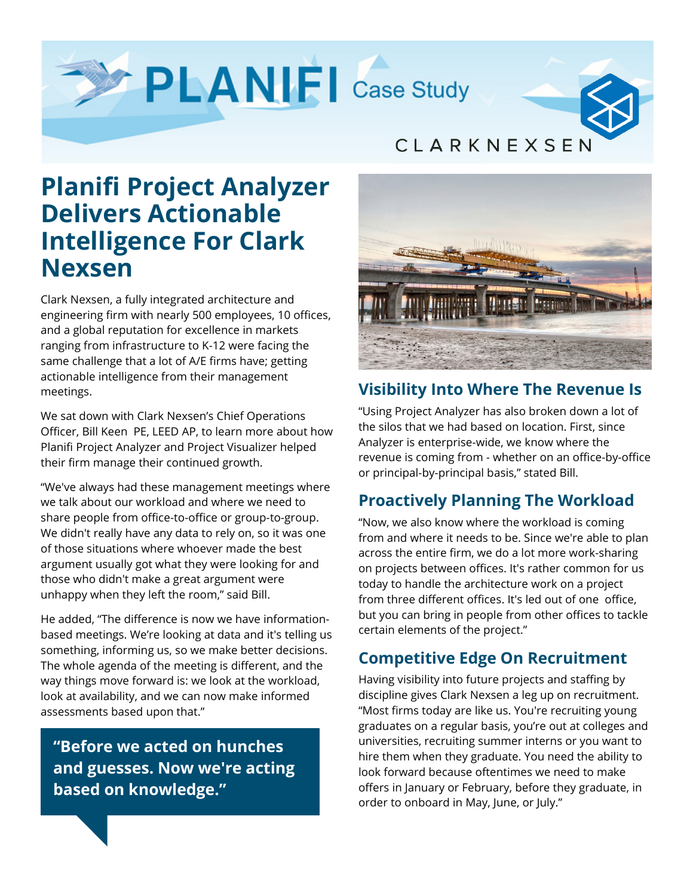PLANIFI Case Study

CLARKNEXSEN

# Planifi Project Analyzer Delivers Actionable Intelligence For Clark Nexsen

Clark Nexsen, a fully integrated architecture and engineering firm with nearly 500 employees, 10 offices, and a global reputation for excellence in markets ranging from infrastructure to K-12 were facing the same challenge that a lot of A/E firms have; getting actionable intelligence from their management meetings.

We sat down with Clark Nexsen's Chief Operations Officer, Bill Keen PE, LEED AP, to learn more about how Planifi Project Analyzer and Project Visualizer helped their firm manage their continued growth.

"We've always had these management meetings where we talk about our workload and where we need to share people from office-to-office or group-to-group. We didn't really have any data to rely on, so it was one of those situations where whoever made the best argument usually got what they were looking for and those who didn't make a great argument were unhappy when they left the room," said Bill.

He added, "The difference is now we have information-based meetings. We're looking at data and it's telling us something, informing us, so we make better decisions. The whole agenda of the meeting is different, and the way things move forward is: we look at the workload, look at availability, and we can now make informed assessments based upon that."

> **"Before we acted on hunches and guesses. Now we're acting based on knowledge."**

## Visibility Into Where The Revenue Is

"Using Project Analyzer has also broken down a lot of the silos that we had based on location. First, since Analyzer is enterprise-wide, we know where the revenue is coming from - whether on an office-by-office or principal-by-principal basis," stated Bill.

## Proactively Planning The Workload

"Now, we also know where the workload is coming from and where it needs to be. Since we're able to plan across the entire firm, we do a lot more work-sharing on projects between offices. It's rather common for us today to handle the architecture work on a project from three different offices. It's led out of one office, but you can bring in people from other offices to tackle certain elements of the project."

## Competitive Edge On Recruitment

Having visibility into future projects and staffing by discipline gives Clark Nexsen a leg up on recruitment. "Most firms today are like us. You're recruiting young graduates on a regular basis, you're out at colleges and universities, recruiting summer interns or you want to hire them when they graduate. You need the ability to look forward because oftentimes we need to make offers in January or February, before they graduate, in order to onboard in May, June, or July."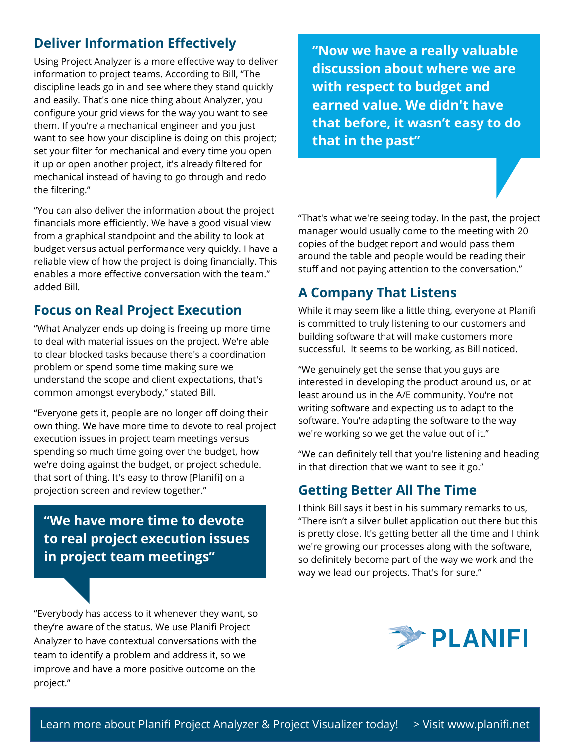## Deliver Information Effectively

Using Project Analyzer is a more effective way to deliver information to project teams. According to Bill, "The discipline leads go in and see where they stand quickly and easily. That's one nice thing about Analyzer, you configure your grid views for the way you want to see them. If you're a mechanical engineer and you just want to see how your discipline is doing on this project; set your filter for mechanical and every time you open it up or open another project, it's already filtered for mechanical instead of having to go through and redo the filtering."

"You can also deliver the information about the project financials more efficiently. We have a good visual view from a graphical standpoint and the ability to look at budget versus actual performance very quickly. I have a reliable view of how the project is doing financially. This enables a more effective conversation with the team." added Bill.

## Focus on Real Project Execution

"What Analyzer ends up doing is freeing up more time to deal with material issues on the project. We're able to clear blocked tasks because there's a coordination problem or spend some time making sure we understand the scope and client expectations, that's common amongst everybody," stated Bill.

"Everyone gets it, people are no longer off doing their own thing. We have more time to devote to real project execution issues in project team meetings versus spending so much time going over the budget, how we're doing against the budget, or project schedule. that sort of thing. It's easy to throw [Planifi] on a projection screen and review together."

> **"We have more time to devote to real project execution issues in project team meetings"**

"Everybody has access to it whenever they want, so they're aware of the status. We use Planifi Project Analyzer to have contextual conversations with the team to identify a problem and address it, so we improve and have a more positive outcome on the project."

> **"Now we have a really valuable discussion about where we are with respect to budget and earned value. We didn't have that before, it wasn't easy to do that in the past"**

"That's what we're seeing today. In the past, the project manager would usually come to the meeting with 20 copies of the budget report and would pass them around the table and people would be reading their stuff and not paying attention to the conversation."

## A Company That Listens

While it may seem like a little thing, everyone at Planifi is committed to truly listening to our customers and building software that will make customers more successful. It seems to be working, as Bill noticed.

"We genuinely get the sense that you guys are interested in developing the product around us, or at least around us in the A/E community. You're not writing software and expecting us to adapt to the software. You're adapting the software to the way we're working so we get the value out of it."

"We can definitely tell that you're listening and heading in that direction that we want to see it go."

## Getting Better All The Time

I think Bill says it best in his summary remarks to us, "There isn't a silver bullet application out there but this is pretty close. It's getting better all the time and I think we're growing our processes along with the software, so definitely become part of the way we work and the way we lead our projects. That's for sure."

PLANIFI

Learn more about Planifi Project Analyzer & Project Visualizer today! > Visit www.planifi.net